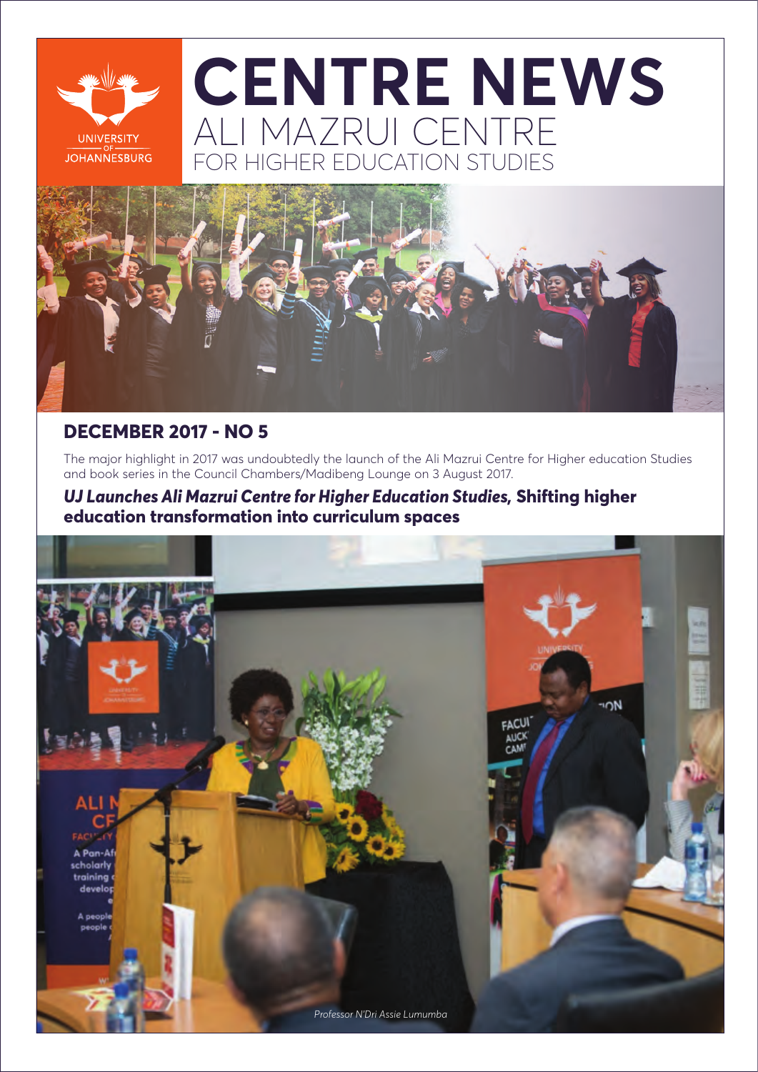# CENTRE NEWS

## ALI MAZRUI CENTRE FOR HIGHER EDUCATION STUDIES

## DECEMBER 2017 - NO 5

The major highlight in 2017 was undoubtedly the launch of the Ali Mazrui Centre for Higher education Studies and book series in the Council Chambers/Madibeng Lounge on 3 August 2017.

### *UJ Launches Ali Mazrui Centre for Higher Education Studies,* Shifting higher education transformation into curriculum spaces

*Professor N'Dri Assie Lumumba*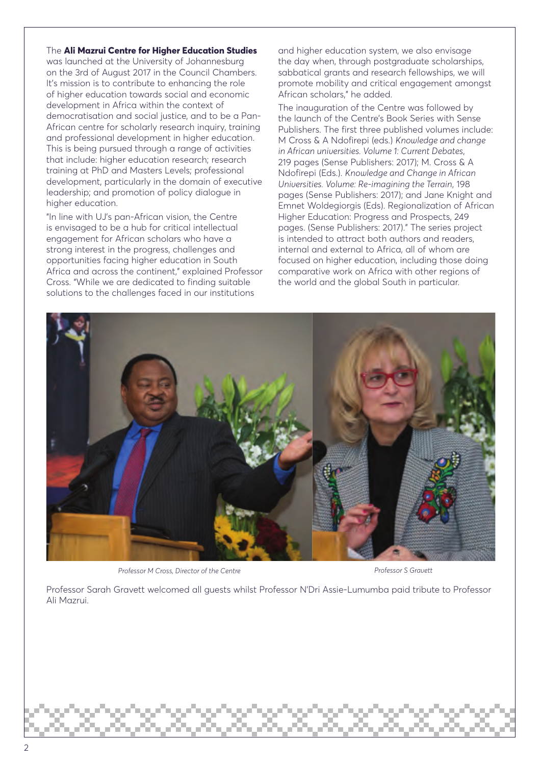The **Ali Mazrui Centre for Higher Education Studies** was launched at the University of Johannesburg on the 3rd of August 2017 in the Council Chambers. It's mission is to contribute to enhancing the role of higher education towards social and economic development in Africa within the context of democratisation and social justice, and to be a Pan-African centre for scholarly research inquiry, training and professional development in higher education. This is being pursued through a range of activities that include: higher education research; research training at PhD and Masters Levels; professional development, particularly in the domain of executive leadership; and promotion of policy dialogue in higher education.

"In line with UJ's pan-African vision, the Centre is envisaged to be a hub for critical intellectual engagement for African scholars who have a strong interest in the progress, challenges and opportunities facing higher education in South Africa and across the continent," explained Professor Cross. "While we are dedicated to finding suitable solutions to the challenges faced in our institutions and higher education system, we also envisage the day when, through postgraduate scholarships, sabbatical grants and research fellowships, we will promote mobility and critical engagement amongst African scholars," he added.

The inauguration of the Centre was followed by the launch of the Centre's Book Series with Sense Publishers. The first three published volumes include: M Cross & A Ndofirepi (eds.) *Knowledge and change in African universities. Volume 1: Current Debates*, 219 pages (Sense Publishers: 2017); M. Cross & A Ndofirepi (Eds.). *Knowledge and Change in African Universities. Volume: Re-imagining the Terrain*, 198 pages (Sense Publishers: 2017); and Jane Knight and Emnet Woldegiorgis (Eds). Regionalization of African Higher Education: Progress and Prospects, 249 pages. (Sense Publishers: 2017)." The series project is intended to attract both authors and readers, internal and external to Africa, all of whom are focused on higher education, including those doing comparative work on Africa with other regions of the world and the global South in particular.

*Professor M Cross, Director of the Centre*

*Professor S Gravett*

Professor Sarah Gravett welcomed all guests whilst Professor N'Dri Assie-Lumumba paid tribute to Professor Ali Mazrui.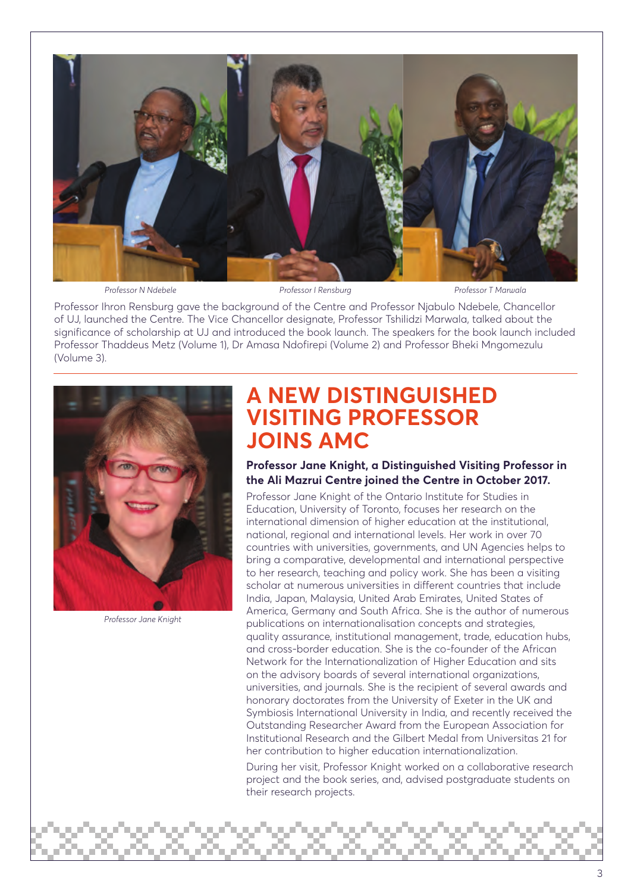*Professor N Ndebele* *Professor I Rensburg* *Professor T Marwala*

Professor Ihron Rensburg gave the background of the Centre and Professor Njabulo Ndebele, Chancellor of UJ, launched the Centre. The Vice Chancellor designate, Professor Tshilidzi Marwala, talked about the significance of scholarship at UJ and introduced the book launch. The speakers for the book launch included Professor Thaddeus Metz (Volume 1), Dr Amasa Ndofirepi (Volume 2) and Professor Bheki Mngomezulu (Volume 3).

*Professor Jane Knight*

# A NEW DISTINGUISHED VISITING PROFESSOR JOINS AMC

**Professor Jane Knight, a Distinguished Visiting Professor in the Ali Mazrui Centre joined the Centre in October 2017.**

Professor Jane Knight of the Ontario Institute for Studies in Education, University of Toronto, focuses her research on the international dimension of higher education at the institutional, national, regional and international levels. Her work in over 70 countries with universities, governments, and UN Agencies helps to bring a comparative, developmental and international perspective to her research, teaching and policy work. She has been a visiting scholar at numerous universities in different countries that include India, Japan, Malaysia, United Arab Emirates, United States of America, Germany and South Africa. She is the author of numerous publications on internationalisation concepts and strategies, quality assurance, institutional management, trade, education hubs, and cross-border education. She is the co-founder of the African Network for the Internationalization of Higher Education and sits on the advisory boards of several international organizations, universities, and journals. She is the recipient of several awards and honorary doctorates from the University of Exeter in the UK and Symbiosis International University in India, and recently received the Outstanding Researcher Award from the European Association for Institutional Research and the Gilbert Medal from Universitas 21 for her contribution to higher education internationalization.

During her visit, Professor Knight worked on a collaborative research project and the book series, and, advised postgraduate students on their research projects.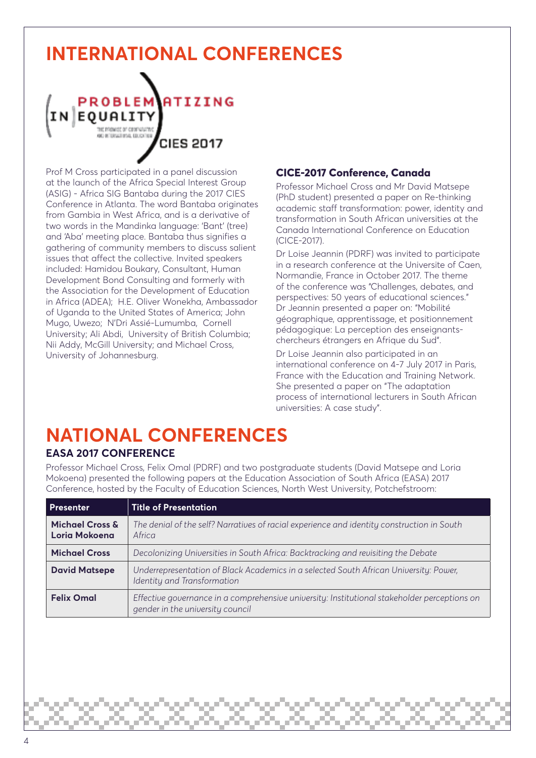# INTERNATIONAL CONFERENCES

PROBLEMATIZING (IN)EQUALITY
CIES 2017

Prof M Cross participated in a panel discussion at the launch of the Africa Special Interest Group (ASIG) - Africa SIG Bantaba during the 2017 CIES Conference in Atlanta. The word Bantaba originates from Gambia in West Africa, and is a derivative of two words in the Mandinka language: 'Bant' (tree) and 'Aba' meeting place. Bantaba thus signifies a gathering of community members to discuss salient issues that affect the collective. Invited speakers included: Hamidou Boukary, Consultant, Human Development Bond Consulting and formerly with the Association for the Development of Education in Africa (ADEA); H.E. Oliver Wonekha, Ambassador of Uganda to the United States of America; John Mugo, Uwezo; N'Dri Assié-Lumumba, Cornell University; Ali Abdi, University of British Columbia; Nii Addy, McGill University; and Michael Cross, University of Johannesburg.

### CICE-2017 Conference, Canada

Professor Michael Cross and Mr David Matsepe (PhD student) presented a paper on Re-thinking academic staff transformation: power, identity and transformation in South African universities at the Canada International Conference on Education (CICE-2017).

Dr Loise Jeannin (PDRF) was invited to participate in a research conference at the Universite of Caen, Normandie, France in October 2017. The theme of the conference was "Challenges, debates, and perspectives: 50 years of educational sciences." Dr Jeannin presented a paper on: "Mobilité géographique, apprentissage, et positionnement pédagogique: La perception des enseignants-chercheurs étrangers en Afrique du Sud".

Dr Loise Jeannin also participated in an international conference on 4-7 July 2017 in Paris, France with the Education and Training Network. She presented a paper on "The adaptation process of international lecturers in South African universities: A case study".

# NATIONAL CONFERENCES

### EASA 2017 CONFERENCE

Professor Michael Cross, Felix Omal (PDRF) and two postgraduate students (David Matsepe and Loria Mokoena) presented the following papers at the Education Association of South Africa (EASA) 2017 Conference, hosted by the Faculty of Education Sciences, North West University, Potchefstroom:

| Presenter | Title of Presentation |
|---|---|
| **Michael Cross & Loria Mokoena** | *The denial of the self? Narratives of racial experience and identity construction in South Africa* |
| **Michael Cross** | *Decolonizing Universities in South Africa: Backtracking and revisiting the Debate* |
| **David Matsepe** | *Underrepresentation of Black Academics in a selected South African University: Power, Identity and Transformation* |
| **Felix Omal** | *Effective governance in a comprehensive university: Institutional stakeholder perceptions on gender in the university council* |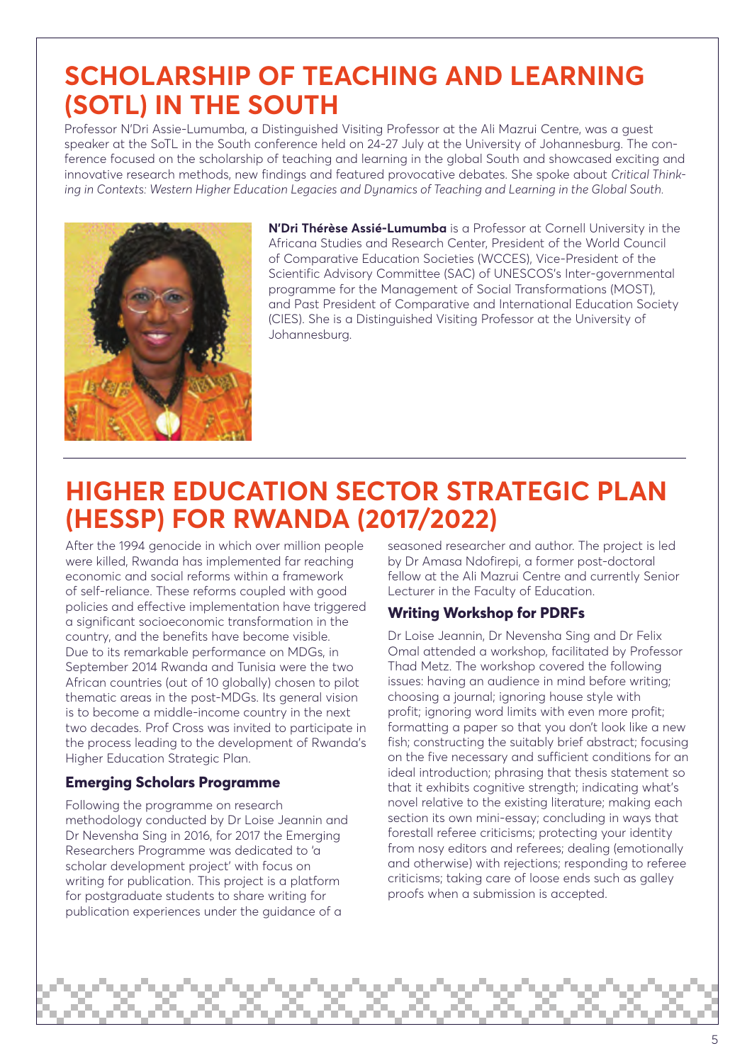# SCHOLARSHIP OF TEACHING AND LEARNING (SOTL) IN THE SOUTH

Professor N'Dri Assie-Lumumba, a Distinguished Visiting Professor at the Ali Mazrui Centre, was a guest speaker at the SoTL in the South conference held on 24-27 July at the University of Johannesburg. The conference focused on the scholarship of teaching and learning in the global South and showcased exciting and innovative research methods, new findings and featured provocative debates. She spoke about *Critical Thinking in Contexts: Western Higher Education Legacies and Dynamics of Teaching and Learning in the Global South.*

**N'Dri Thérèse Assié-Lumumba** is a Professor at Cornell University in the Africana Studies and Research Center, President of the World Council of Comparative Education Societies (WCCES), Vice-President of the Scientific Advisory Committee (SAC) of UNESCOS's Inter-governmental programme for the Management of Social Transformations (MOST), and Past President of Comparative and International Education Society (CIES). She is a Distinguished Visiting Professor at the University of Johannesburg.

# HIGHER EDUCATION SECTOR STRATEGIC PLAN (HESSP) FOR RWANDA (2017/2022)

After the 1994 genocide in which over million people were killed, Rwanda has implemented far reaching economic and social reforms within a framework of self-reliance. These reforms coupled with good policies and effective implementation have triggered a significant socioeconomic transformation in the country, and the benefits have become visible. Due to its remarkable performance on MDGs, in September 2014 Rwanda and Tunisia were the two African countries (out of 10 globally) chosen to pilot thematic areas in the post-MDGs. Its general vision is to become a middle-income country in the next two decades. Prof Cross was invited to participate in the process leading to the development of Rwanda's Higher Education Strategic Plan.

## Emerging Scholars Programme

Following the programme on research methodology conducted by Dr Loise Jeannin and Dr Nevensha Sing in 2016, for 2017 the Emerging Researchers Programme was dedicated to 'a scholar development project' with focus on writing for publication. This project is a platform for postgraduate students to share writing for publication experiences under the guidance of a seasoned researcher and author. The project is led by Dr Amasa Ndofirepi, a former post-doctoral fellow at the Ali Mazrui Centre and currently Senior Lecturer in the Faculty of Education.

## Writing Workshop for PDRFs

Dr Loise Jeannin, Dr Nevensha Sing and Dr Felix Omal attended a workshop, facilitated by Professor Thad Metz. The workshop covered the following issues: having an audience in mind before writing; choosing a journal; ignoring house style with profit; ignoring word limits with even more profit; formatting a paper so that you don't look like a new fish; constructing the suitably brief abstract; focusing on the five necessary and sufficient conditions for an ideal introduction; phrasing that thesis statement so that it exhibits cognitive strength; indicating what's novel relative to the existing literature; making each section its own mini-essay; concluding in ways that forestall referee criticisms; protecting your identity from nosy editors and referees; dealing (emotionally and otherwise) with rejections; responding to referee criticisms; taking care of loose ends such as galley proofs when a submission is accepted.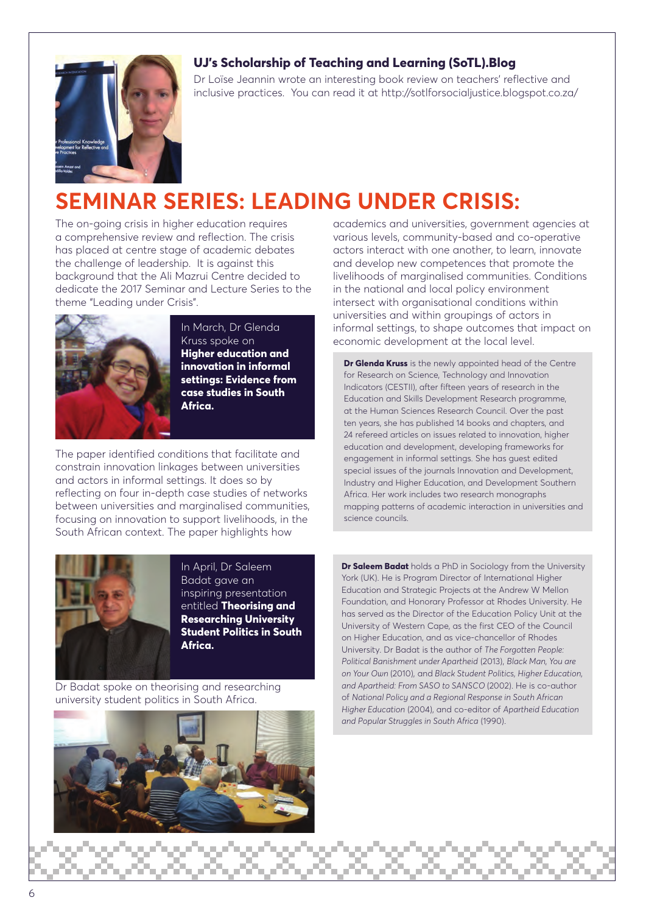### UJ's Scholarship of Teaching and Learning (SoTL).Blog

Dr Loïse Jeannin wrote an interesting book review on teachers' reflective and inclusive practices. You can read it at http://sotlforsocialjustice.blogspot.co.za/

# SEMINAR SERIES: LEADING UNDER CRISIS:

The on-going crisis in higher education requires a comprehensive review and reflection. The crisis has placed at centre stage of academic debates the challenge of leadership. It is against this background that the Ali Mazrui Centre decided to dedicate the 2017 Seminar and Lecture Series to the theme "Leading under Crisis".

In March, Dr Glenda Kruss spoke on **Higher education and innovation in informal settings: Evidence from case studies in South Africa.**

The paper identified conditions that facilitate and constrain innovation linkages between universities and actors in informal settings. It does so by reflecting on four in-depth case studies of networks between universities and marginalised communities, focusing on innovation to support livelihoods, in the South African context. The paper highlights how academics and universities, government agencies at various levels, community-based and co-operative actors interact with one another, to learn, innovate and develop new competences that promote the livelihoods of marginalised communities. Conditions in the national and local policy environment intersect with organisational conditions within universities and within groupings of actors in informal settings, to shape outcomes that impact on economic development at the local level.

**Dr Glenda Kruss** is the newly appointed head of the Centre for Research on Science, Technology and Innovation Indicators (CESTII), after fifteen years of research in the Education and Skills Development Research programme, at the Human Sciences Research Council. Over the past ten years, she has published 14 books and chapters, and 24 refereed articles on issues related to innovation, higher education and development, developing frameworks for engagement in informal settings. She has guest edited special issues of the journals Innovation and Development, Industry and Higher Education, and Development Southern Africa. Her work includes two research monographs mapping patterns of academic interaction in universities and science councils.

In April, Dr Saleem Badat gave an inspiring presentation entitled **Theorising and Researching University Student Politics in South Africa.**

Dr Badat spoke on theorising and researching university student politics in South Africa.

**Dr Saleem Badat** holds a PhD in Sociology from the University York (UK). He is Program Director of International Higher Education and Strategic Projects at the Andrew W Mellon Foundation, and Honorary Professor at Rhodes University. He has served as the Director of the Education Policy Unit at the University of Western Cape, as the first CEO of the Council on Higher Education, and as vice-chancellor of Rhodes University. Dr Badat is the author of *The Forgotten People: Political Banishment under Apartheid* (2013), *Black Man, You are on Your Own* (2010), and *Black Student Politics, Higher Education, and Apartheid: From SASO to SANSCO* (2002). He is co-author of *National Policy and a Regional Response in South African Higher Education* (2004), and co-editor of *Apartheid Education and Popular Struggles in South Africa* (1990).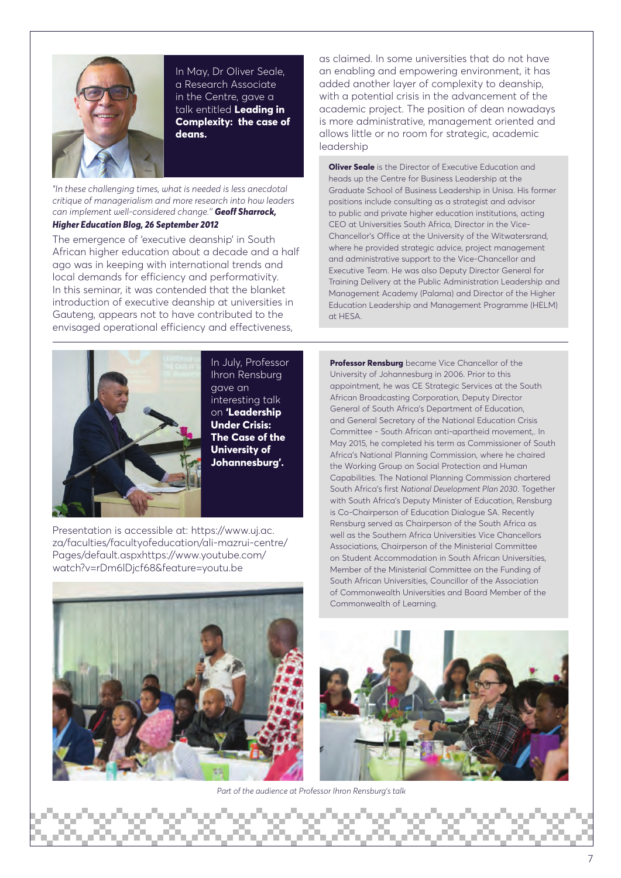In May, Dr Oliver Seale, a Research Associate in the Centre, gave a talk entitled **Leading in Complexity: the case of deans.**

*"In these challenging times, what is needed is less anecdotal critique of managerialism and more research into how leaders can implement well-considered change."* ***Geoff Sharrock, Higher Education Blog, 26 September 2012***

The emergence of 'executive deanship' in South African higher education about a decade and a half ago was in keeping with international trends and local demands for efficiency and performativity. In this seminar, it was contended that the blanket introduction of executive deanship at universities in Gauteng, appears not to have contributed to the envisaged operational efficiency and effectiveness, as claimed. In some universities that do not have an enabling and empowering environment, it has added another layer of complexity to deanship, with a potential crisis in the advancement of the academic project. The position of dean nowadays is more administrative, management oriented and allows little or no room for strategic, academic leadership

**Oliver Seale** is the Director of Executive Education and heads up the Centre for Business Leadership at the Graduate School of Business Leadership in Unisa. His former positions include consulting as a strategist and advisor to public and private higher education institutions, acting CEO at Universities South Africa, Director in the Vice-Chancellor's Office at the University of the Witwatersrand, where he provided strategic advice, project management and administrative support to the Vice-Chancellor and Executive Team. He was also Deputy Director General for Training Delivery at the Public Administration Leadership and Management Academy (Palama) and Director of the Higher Education Leadership and Management Programme (HELM) at HESA.

---

In July, Professor Ihron Rensburg gave an interesting talk on **'Leadership Under Crisis: The Case of the University of Johannesburg'.**

Presentation is accessible at: https://www.uj.ac.za/faculties/facultyofeducation/ali-mazrui-centre/Pages/default.aspxhttps://www.youtube.com/watch?v=rDm6lDjcf68&feature=youtu.be

**Professor Rensburg** became Vice Chancellor of the University of Johannesburg in 2006. Prior to this appointment, he was CE Strategic Services at the South African Broadcasting Corporation, Deputy Director General of South Africa's Department of Education, and General Secretary of the National Education Crisis Committee - South African anti-apartheid movement,. In May 2015, he completed his term as Commissioner of South Africa's National Planning Commission, where he chaired the Working Group on Social Protection and Human Capabilities. The National Planning Commission chartered South Africa's first *National Development Plan 2030*. Together with South Africa's Deputy Minister of Education, Rensburg is Co-Chairperson of Education Dialogue SA. Recently Rensburg served as Chairperson of the South Africa as well as the Southern Africa Universities Vice Chancellors Associations, Chairperson of the Ministerial Committee on Student Accommodation in South African Universities, Member of the Ministerial Committee on the Funding of South African Universities, Councillor of the Association of Commonwealth Universities and Board Member of the Commonwealth of Learning.

*Part of the audience at Professor Ihron Rensburg's talk*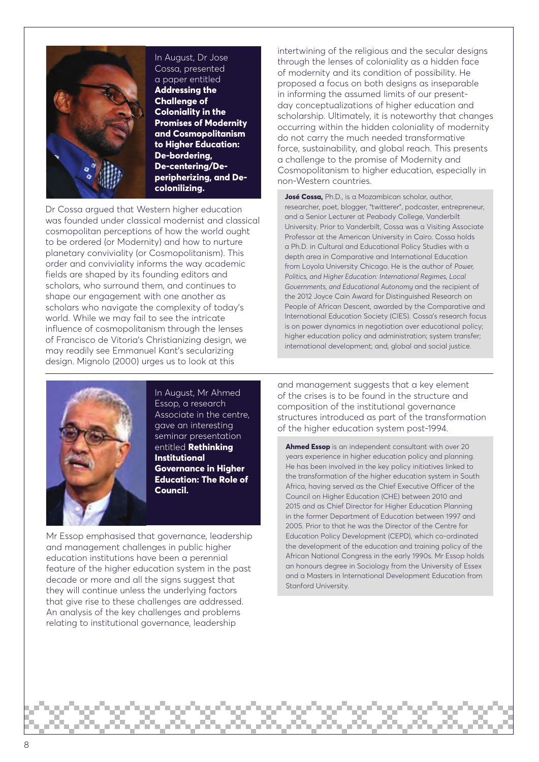In August, Dr Jose Cossa, presented a paper entitled **Addressing the Challenge of Coloniality in the Promises of Modernity and Cosmopolitanism to Higher Education: De-bordering, De-centering/De-peripherizing, and De-colonilizing.**

Dr Cossa argued that Western higher education was founded under classical modernist and classical cosmopolitan perceptions of how the world ought to be ordered (or Modernity) and how to nurture planetary conviviality (or Cosmopolitanism). This order and conviviality informs the way academic fields are shaped by its founding editors and scholars, who surround them, and continues to shape our engagement with one another as scholars who navigate the complexity of today's world. While we may fail to see the intricate influence of cosmopolitanism through the lenses of Francisco de Vitoria's Christianizing design, we may readily see Emmanuel Kant's secularizing design. Mignolo (2000) urges us to look at this intertwining of the religious and the secular designs through the lenses of coloniality as a hidden face of modernity and its condition of possibility. He proposed a focus on both designs as inseparable in informing the assumed limits of our present-day conceptualizations of higher education and scholarship. Ultimately, it is noteworthy that changes occurring within the hidden coloniality of modernity do not carry the much needed transformative force, sustainability, and global reach. This presents a challenge to the promise of Modernity and Cosmopolitanism to higher education, especially in non-Western countries.

**José Cossa,** Ph.D., is a Mozambican scholar, author, researcher, poet, blogger, "twitterer", podcaster, entrepreneur, and a Senior Lecturer at Peabody College, Vanderbilt University. Prior to Vanderbilt, Cossa was a Visiting Associate Professor at the American University in Cairo. Cossa holds a Ph.D. in Cultural and Educational Policy Studies with a depth area in Comparative and International Education from Loyola University Chicago. He is the author of *Power, Politics, and Higher Education: International Regimes, Local Governments, and Educational Autonomy* and the recipient of the 2012 Joyce Cain Award for Distinguished Research on People of African Descent, awarded by the Comparative and International Education Society (CIES). Cossa's research focus is on power dynamics in negotiation over educational policy; higher education policy and administration; system transfer; international development; and, global and social justice.

---

In August, Mr Ahmed Essop, a research Associate in the centre, gave an interesting seminar presentation entitled **Rethinking Institutional Governance in Higher Education: The Role of Council.**

Mr Essop emphasised that governance, leadership and management challenges in public higher education institutions have been a perennial feature of the higher education system in the past decade or more and all the signs suggest that they will continue unless the underlying factors that give rise to these challenges are addressed. An analysis of the key challenges and problems relating to institutional governance, leadership and management suggests that a key element of the crises is to be found in the structure and composition of the institutional governance structures introduced as part of the transformation of the higher education system post-1994.

**Ahmed Essop** is an independent consultant with over 20 years experience in higher education policy and planning. He has been involved in the key policy initiatives linked to the transformation of the higher education system in South Africa, having served as the Chief Executive Officer of the Council on Higher Education (CHE) between 2010 and 2015 and as Chief Director for Higher Education Planning in the former Department of Education between 1997 and 2005. Prior to that he was the Director of the Centre for Education Policy Development (CEPD), which co-ordinated the development of the education and training policy of the African National Congress in the early 1990s. Mr Essop holds an honours degree in Sociology from the University of Essex and a Masters in International Development Education from Stanford University.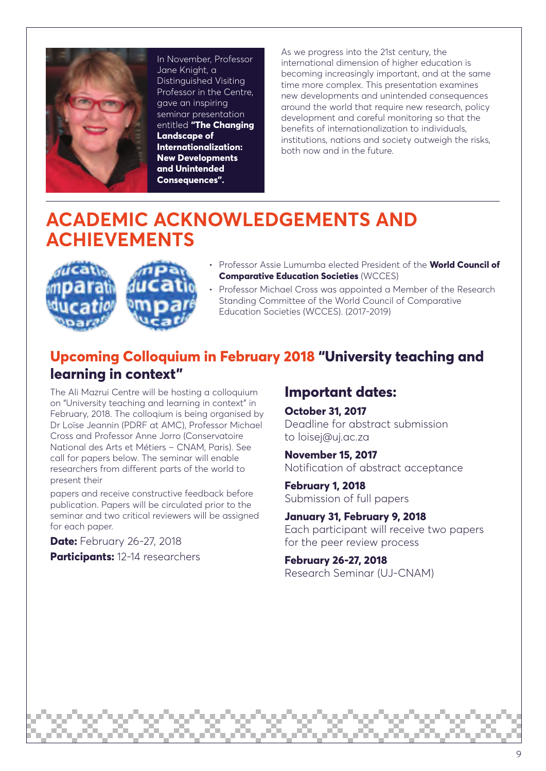In November, Professor Jane Knight, a Distinguished Visiting Professor in the Centre, gave an inspiring seminar presentation entitled **"The Changing Landscape of Internationalization: New Developments and Unintended Consequences".**

As we progress into the 21st century, the international dimension of higher education is becoming increasingly important, and at the same time more complex. This presentation examines new developments and unintended consequences around the world that require new research, policy development and careful monitoring so that the benefits of internationalization to individuals, institutions, nations and society outweigh the risks, both now and in the future.

# ACADEMIC ACKNOWLEDGEMENTS AND ACHIEVEMENTS

- Professor Assie Lumumba elected President of the **World Council of Comparative Education Societies** (WCCES)
- Professor Michael Cross was appointed a Member of the Research Standing Committee of the World Council of Comparative Education Societies (WCCES). (2017-2019)

## Upcoming Colloquium in February 2018 "University teaching and learning in context"

The Ali Mazrui Centre will be hosting a colloquium on "University teaching and learning in context" in February, 2018. The colloqium is being organised by Dr Loïse Jeannin (PDRF at AMC), Professor Michael Cross and Professor Anne Jorro (Conservatoire National des Arts et Métiers – CNAM, Paris). See call for papers below. The seminar will enable researchers from different parts of the world to present their

papers and receive constructive feedback before publication. Papers will be circulated prior to the seminar and two critical reviewers will be assigned for each paper.

**Date:** February 26-27, 2018

**Participants:** 12-14 researchers

### Important dates:

**October 31, 2017**
Deadline for abstract submission to loisej@uj.ac.za

**November 15, 2017**
Notification of abstract acceptance

**February 1, 2018**
Submission of full papers

**January 31, February 9, 2018**
Each participant will receive two papers for the peer review process

**February 26-27, 2018**
Research Seminar (UJ-CNAM)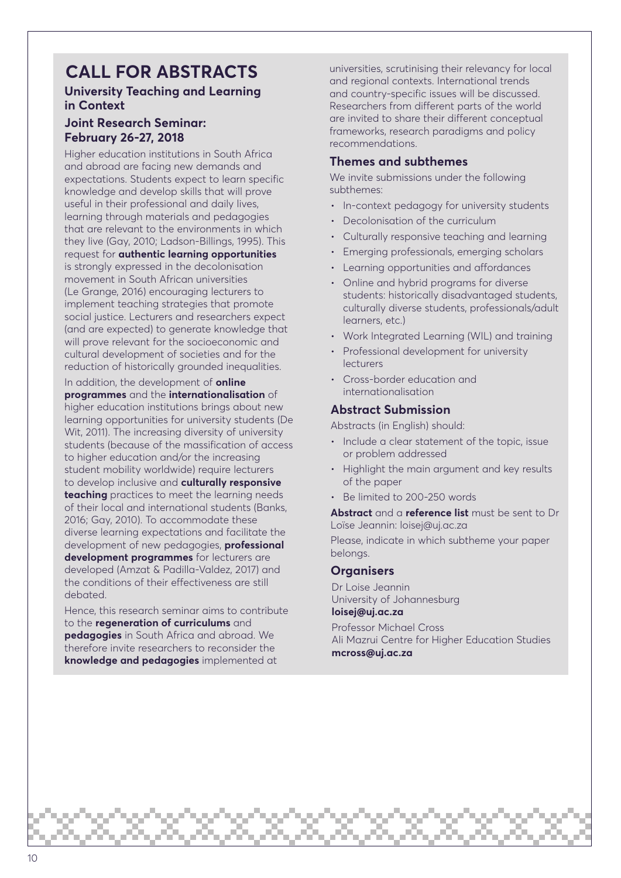# CALL FOR ABSTRACTS

## University Teaching and Learning in Context

## Joint Research Seminar: February 26-27, 2018

Higher education institutions in South Africa and abroad are facing new demands and expectations. Students expect to learn specific knowledge and develop skills that will prove useful in their professional and daily lives, learning through materials and pedagogies that are relevant to the environments in which they live (Gay, 2010; Ladson-Billings, 1995). This request for **authentic learning opportunities** is strongly expressed in the decolonisation movement in South African universities (Le Grange, 2016) encouraging lecturers to implement teaching strategies that promote social justice. Lecturers and researchers expect (and are expected) to generate knowledge that will prove relevant for the socioeconomic and cultural development of societies and for the reduction of historically grounded inequalities.

In addition, the development of **online programmes** and the **internationalisation** of higher education institutions brings about new learning opportunities for university students (De Wit, 2011). The increasing diversity of university students (because of the massification of access to higher education and/or the increasing student mobility worldwide) require lecturers to develop inclusive and **culturally responsive teaching** practices to meet the learning needs of their local and international students (Banks, 2016; Gay, 2010). To accommodate these diverse learning expectations and facilitate the development of new pedagogies, **professional development programmes** for lecturers are developed (Amzat & Padilla-Valdez, 2017) and the conditions of their effectiveness are still debated.

Hence, this research seminar aims to contribute to the **regeneration of curriculums** and **pedagogies** in South Africa and abroad. We therefore invite researchers to reconsider the **knowledge and pedagogies** implemented at universities, scrutinising their relevancy for local and regional contexts. International trends and country-specific issues will be discussed. Researchers from different parts of the world are invited to share their different conceptual frameworks, research paradigms and policy recommendations.

### Themes and subthemes

We invite submissions under the following subthemes:

- In-context pedagogy for university students
- Decolonisation of the curriculum
- Culturally responsive teaching and learning
- Emerging professionals, emerging scholars
- Learning opportunities and affordances
- Online and hybrid programs for diverse students: historically disadvantaged students, culturally diverse students, professionals/adult learners, etc.)
- Work Integrated Learning (WIL) and training
- Professional development for university lecturers
- Cross-border education and internationalisation

### Abstract Submission

Abstracts (in English) should:

- Include a clear statement of the topic, issue or problem addressed
- Highlight the main argument and key results of the paper
- Be limited to 200-250 words

**Abstract** and a **reference list** must be sent to Dr Loïse Jeannin: loisej@uj.ac.za

Please, indicate in which subtheme your paper belongs.

### Organisers

Dr Loise Jeannin  
University of Johannesburg  
**loisej@uj.ac.za**

Professor Michael Cross  
Ali Mazrui Centre for Higher Education Studies  
**mcross@uj.ac.za**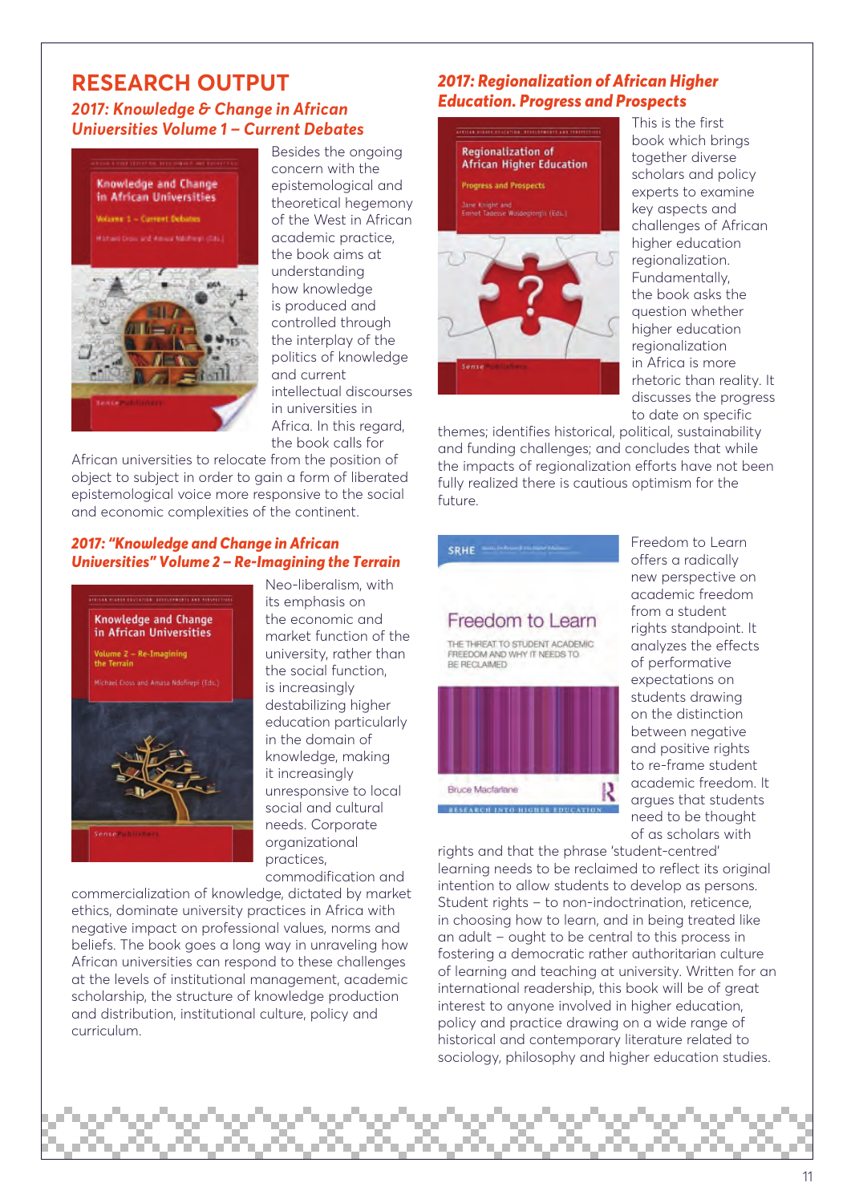# RESEARCH OUTPUT

## *2017: Knowledge & Change in African Universities Volume 1 – Current Debates*

Besides the ongoing concern with the epistemological and theoretical hegemony of the West in African academic practice, the book aims at understanding how knowledge is produced and controlled through the interplay of the politics of knowledge and current intellectual discourses in universities in Africa. In this regard, the book calls for African universities to relocate from the position of object to subject in order to gain a form of liberated epistemological voice more responsive to the social and economic complexities of the continent.

## *2017: "Knowledge and Change in African Universities" Volume 2 – Re-Imagining the Terrain*

Neo-liberalism, with its emphasis on the economic and market function of the university, rather than the social function, is increasingly destabilizing higher education particularly in the domain of knowledge, making it increasingly unresponsive to local social and cultural needs. Corporate organizational practices, commodification and commercialization of knowledge, dictated by market ethics, dominate university practices in Africa with negative impact on professional values, norms and beliefs. The book goes a long way in unraveling how African universities can respond to these challenges at the levels of institutional management, academic scholarship, the structure of knowledge production and distribution, institutional culture, policy and curriculum.

## *2017: Regionalization of African Higher Education. Progress and Prospects*

This is the first book which brings together diverse scholars and policy experts to examine key aspects and challenges of African higher education regionalization. Fundamentally, the book asks the question whether higher education regionalization in Africa is more rhetoric than reality. It discusses the progress to date on specific themes; identifies historical, political, sustainability and funding challenges; and concludes that while the impacts of regionalization efforts have not been fully realized there is cautious optimism for the future.

Freedom to Learn offers a radically new perspective on academic freedom from a student rights standpoint. It analyzes the effects of performative expectations on students drawing on the distinction between negative and positive rights to re-frame student academic freedom. It argues that students need to be thought of as scholars with rights and that the phrase 'student-centred' learning needs to be reclaimed to reflect its original intention to allow students to develop as persons. Student rights – to non-indoctrination, reticence, in choosing how to learn, and in being treated like an adult – ought to be central to this process in fostering a democratic rather authoritarian culture of learning and teaching at university. Written for an international readership, this book will be of great interest to anyone involved in higher education, policy and practice drawing on a wide range of historical and contemporary literature related to sociology, philosophy and higher education studies.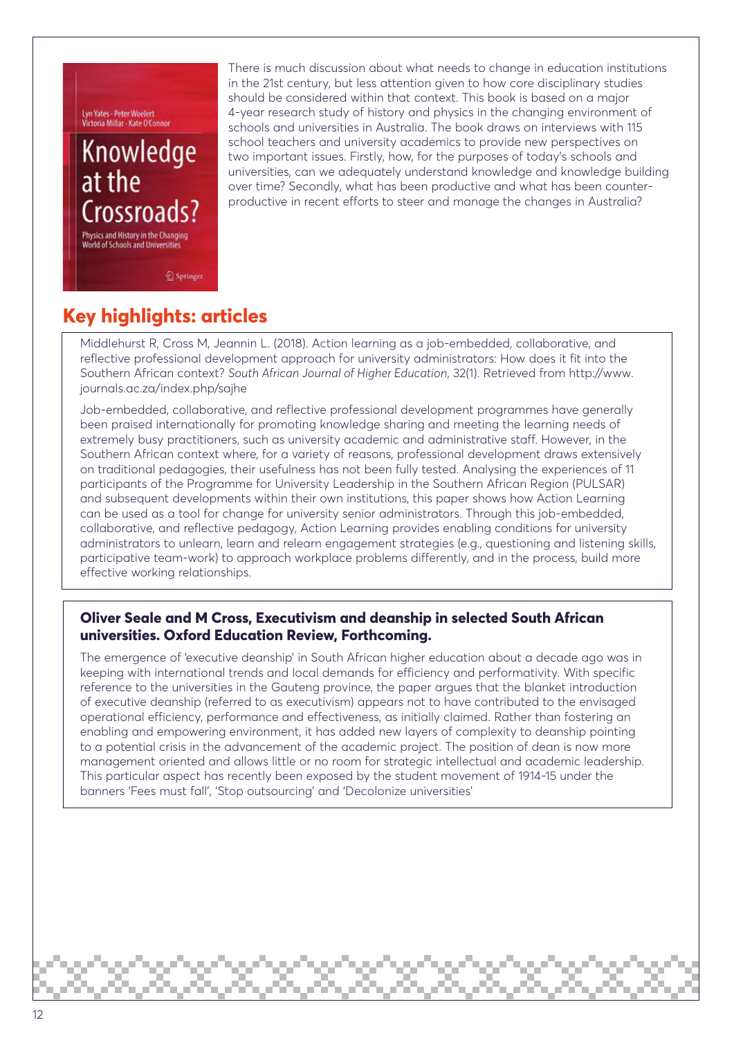There is much discussion about what needs to change in education institutions in the 21st century, but less attention given to how core disciplinary studies should be considered within that context. This book is based on a major 4-year research study of history and physics in the changing environment of schools and universities in Australia. The book draws on interviews with 115 school teachers and university academics to provide new perspectives on two important issues. Firstly, how, for the purposes of today's schools and universities, can we adequately understand knowledge and knowledge building over time? Secondly, what has been productive and what has been counter-productive in recent efforts to steer and manage the changes in Australia?

## Key highlights: articles

Middlehurst R, Cross M, Jeannin L. (2018). Action learning as a job-embedded, collaborative, and reflective professional development approach for university administrators: How does it fit into the Southern African context? *South African Journal of Higher Education*, 32(1). Retrieved from http://www.journals.ac.za/index.php/sajhe

Job-embedded, collaborative, and reflective professional development programmes have generally been praised internationally for promoting knowledge sharing and meeting the learning needs of extremely busy practitioners, such as university academic and administrative staff. However, in the Southern African context where, for a variety of reasons, professional development draws extensively on traditional pedagogies, their usefulness has not been fully tested. Analysing the experiences of 11 participants of the Programme for University Leadership in the Southern African Region (PULSAR) and subsequent developments within their own institutions, this paper shows how Action Learning can be used as a tool for change for university senior administrators. Through this job-embedded, collaborative, and reflective pedagogy, Action Learning provides enabling conditions for university administrators to unlearn, learn and relearn engagement strategies (e.g., questioning and listening skills, participative team-work) to approach workplace problems differently, and in the process, build more effective working relationships.

**Oliver Seale and M Cross, Executivism and deanship in selected South African universities. Oxford Education Review, Forthcoming.**

The emergence of 'executive deanship' in South African higher education about a decade ago was in keeping with international trends and local demands for efficiency and performativity. With specific reference to the universities in the Gauteng province, the paper argues that the blanket introduction of executive deanship (referred to as executivism) appears not to have contributed to the envisaged operational efficiency, performance and effectiveness, as initially claimed. Rather than fostering an enabling and empowering environment, it has added new layers of complexity to deanship pointing to a potential crisis in the advancement of the academic project. The position of dean is now more management oriented and allows little or no room for strategic intellectual and academic leadership. This particular aspect has recently been exposed by the student movement of 1914-15 under the banners 'Fees must fall', 'Stop outsourcing' and 'Decolonize universities'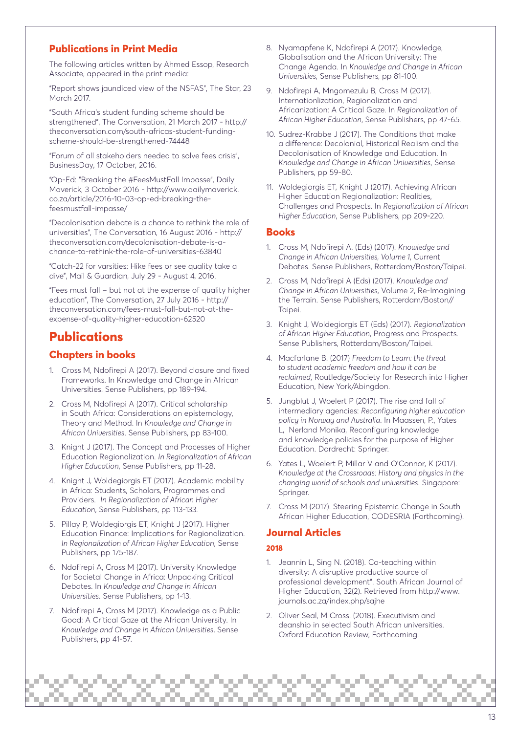## Publications in Print Media

The following articles written by Ahmed Essop, Research Associate, appeared in the print media:

"Report shows jaundiced view of the NSFAS", The Star, 23 March 2017.

"South Africa's student funding scheme should be strengthened", The Conversation, 21 March 2017 - http://theconversation.com/south-africas-student-funding-scheme-should-be-strengthened-74448

"Forum of all stakeholders needed to solve fees crisis", BusinessDay, 17 October, 2016.

"Op-Ed: "Breaking the #FeesMustFall Impasse", Daily Maverick, 3 October 2016 - http://www.dailymaverick.co.za/article/2016-10-03-op-ed-breaking-the-feesmustfall-impasse/

"Decolonisation debate is a chance to rethink the role of universities", The Conversation, 16 August 2016 - http://theconversation.com/decolonisation-debate-is-a-chance-to-rethink-the-role-of-universities-63840

"Catch-22 for varsities: Hike fees or see quality take a dive", Mail & Guardian, July 29 - August 4, 2016.

"Fees must fall – but not at the expense of quality higher education", The Conversation, 27 July 2016 - http://theconversation.com/fees-must-fall-but-not-at-the-expense-of-quality-higher-education-62520

# Publications

## Chapters in books

1. Cross M, Ndofirepi A (2017). Beyond closure and fixed Frameworks. In Knowledge and Change in African Universities. Sense Publishers, pp 189-194.
2. Cross M, Ndofirepi A (2017). Critical scholarship in South Africa: Considerations on epistemology, Theory and Method. In *Knowledge and Change in African Universities*. Sense Publishers, pp 83-100.
3. Knight J (2017). The Concept and Processes of Higher Education Regionalization. *In Regionalization of African Higher Education*, Sense Publishers, pp 11-28.
4. Knight J, Woldegiorgis ET (2017). Academic mobility in Africa: Students, Scholars, Programmes and Providers. *In Regionalization of African Higher Education*, Sense Publishers, pp 113-133.
5. Pillay P, Woldegiorgis ET, Knight J (2017). Higher Education Finance: Implications for Regionalization. *In Regionalization of African Higher Education*, Sense Publishers, pp 175-187.
6. Ndofirepi A, Cross M (2017). University Knowledge for Societal Change in Africa: Unpacking Critical Debates. In *Knowledge and Change in African Universities*. Sense Publishers, pp 1-13.
7. Ndofirepi A, Cross M (2017). Knowledge as a Public Good: A Critical Gaze at the African University. In *Knowledge and Change in African Universities*, Sense Publishers, pp 41-57.
8. Nyamapfene K, Ndofirepi A (2017). Knowledge, Globalisation and the African University: The Change Agenda. In *Knowledge and Change in African Universities*, Sense Publishers, pp 81-100.
9. Ndofirepi A, Mngomezulu B, Cross M (2017). Internationlization, Regionalization and Africanization: A Critical Gaze. In *Regionalization of African Higher Education*, Sense Publishers, pp 47-65.
10. Sudrez-Krabbe J (2017). The Conditions that make a difference: Decolonial, Historical Realism and the Decolonisation of Knowledge and Education. In *Knowledge and Change in African Universities*, Sense Publishers, pp 59-80.
11. Woldegiorgis ET, Knight J (2017). Achieving African Higher Education Regionalization: Realities, Challenges and Prospects. In *Regionalization of African Higher Education*, Sense Publishers, pp 209-220.

## Books

1. Cross M, Ndofirepi A. (Eds) (2017). *Knowledge and Change in African Universities, Volume 1*, Current Debates. Sense Publishers, Rotterdam/Boston/Taipei.
2. Cross M, Ndofirepi A (Eds) (2017). *Knowledge and Change in African Universities*, Volume 2, Re-Imagining the Terrain. Sense Publishers, Rotterdam/Boston//Taipei.
3. Knight J, Woldegiorgis ET (Eds) (2017). *Regionalization of African Higher Education*, Progress and Prospects. Sense Publishers, Rotterdam/Boston/Taipei.
4. Macfarlane B. (2017) *Freedom to Learn: the threat to student academic freedom and how it can be reclaimed*, Routledge/Society for Research into Higher Education, New York/Abingdon.
5. Jungblut J, Woelert P (2017). The rise and fall of intermediary agencies: *Reconfiguring higher education policy in Norway and Australia*. In Maassen, P., Yates L, Nerland Monika, Reconfiguring knowledge and knowledge policies for the purpose of Higher Education. Dordrecht: Springer.
6. Yates L, Woelert P, Millar V and O'Connor, K (2017). *Knowledge at the Crossroads: History and physics in the changing world of schools and universities*. Singapore: Springer.
7. Cross M (2017). Steering Epistemic Change in South African Higher Education, CODESRIA (Forthcoming).

## Journal Articles

### 2018

1. Jeannin L, Sing N. (2018). Co-teaching within diversity: A disruptive productive source of professional development". South African Journal of Higher Education, 32(2). Retrieved from http://www.journals.ac.za/index.php/sajhe
2. Oliver Seal, M Cross. (2018). Executivism and deanship in selected South African universities. Oxford Education Review, Forthcoming.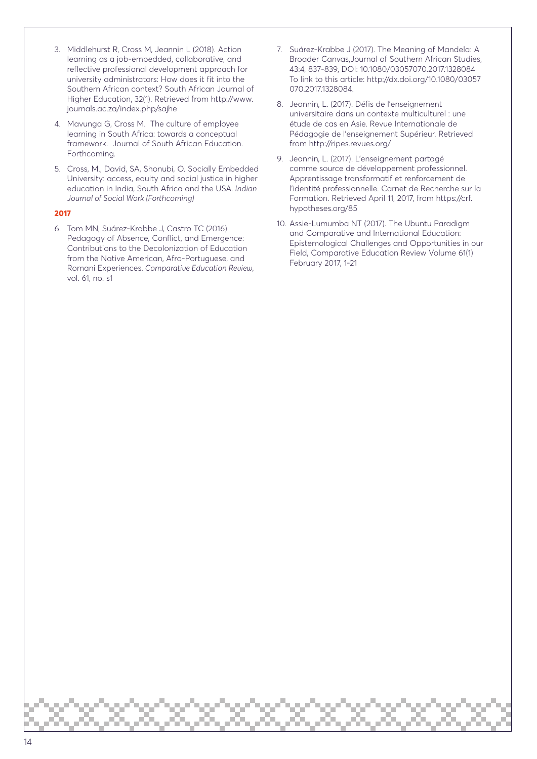3. Middlehurst R, Cross M, Jeannin L (2018). Action learning as a job-embedded, collaborative, and reflective professional development approach for university administrators: How does it fit into the Southern African context? South African Journal of Higher Education, 32(1). Retrieved from http://www.journals.ac.za/index.php/sajhe

4. Mavunga G, Cross M. The culture of employee learning in South Africa: towards a conceptual framework. Journal of South African Education. Forthcoming.

5. Cross, M., David, SA, Shonubi, O. Socially Embedded University: access, equity and social justice in higher education in India, South Africa and the USA. *Indian Journal of Social Work (Forthcoming)*

**2017**

6. Tom MN, Suárez-Krabbe J, Castro TC (2016) Pedagogy of Absence, Conflict, and Emergence: Contributions to the Decolonization of Education from the Native American, Afro-Portuguese, and Romani Experiences. *Comparative Education Review*, vol. 61, no. s1

7. Suárez-Krabbe J (2017). The Meaning of Mandela: A Broader Canvas,Journal of Southern African Studies, 43:4, 837-839, DOI: 10.1080/03057070.2017.1328084 To link to this article: http://dx.doi.org/10.1080/03057070.2017.1328084.

8. Jeannin, L. (2017). Défis de l'enseignement universitaire dans un contexte multiculturel : une étude de cas en Asie. Revue Internationale de Pédagogie de l'enseignement Supérieur. Retrieved from http://ripes.revues.org/

9. Jeannin, L. (2017). L'enseignement partagé comme source de développement professionnel. Apprentissage transformatif et renforcement de l'identité professionnelle. Carnet de Recherche sur la Formation. Retrieved April 11, 2017, from https://crf.hypotheses.org/85

10. Assie-Lumumba NT (2017). The Ubuntu Paradigm and Comparative and International Education: Epistemological Challenges and Opportunities in our Field, Comparative Education Review Volume 61(1) February 2017, 1-21